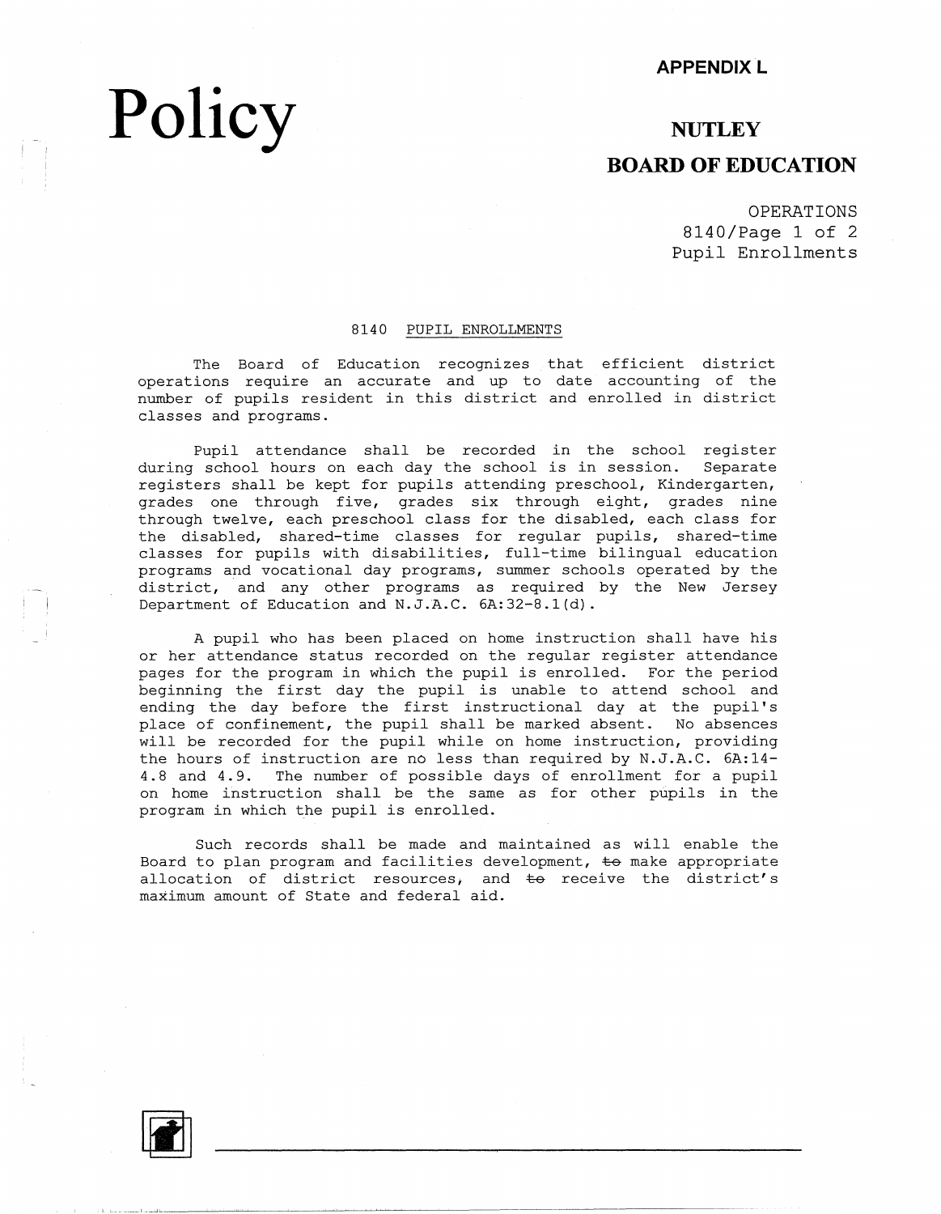APPENDIX L

# Policy

**NUTLEY**

**BOARD OF EDUCATION**

OPERATIONS
8140/Page 1 of 2
Pupil Enrollments

## 8140 PUPIL ENROLLMENTS

The Board of Education recognizes that efficient district operations require an accurate and up to date accounting of the number of pupils resident in this district and enrolled in district classes and programs.

Pupil attendance shall be recorded in the school register during school hours on each day the school is in session. Separate registers shall be kept for pupils attending preschool, Kindergarten, grades one through five, grades six through eight, grades nine through twelve, each preschool class for the disabled, each class for the disabled, shared-time classes for regular pupils, shared-time classes for pupils with disabilities, full-time bilingual education programs and vocational day programs, summer schools operated by the district, and any other programs as required by the New Jersey Department of Education and N.J.A.C. 6A:32-8.1(d).

A pupil who has been placed on home instruction shall have his or her attendance status recorded on the regular register attendance pages for the program in which the pupil is enrolled. For the period beginning the first day the pupil is unable to attend school and ending the day before the first instructional day at the pupil's place of confinement, the pupil shall be marked absent. No absences will be recorded for the pupil while on home instruction, providing the hours of instruction are no less than required by N.J.A.C. 6A:14-4.8 and 4.9. The number of possible days of enrollment for a pupil on home instruction shall be the same as for other pupils in the program in which the pupil is enrolled.

Such records shall be made and maintained as will enable the Board to plan program and facilities development, ~~to~~ make appropriate allocation of district resources, and ~~to~~ receive the district's maximum amount of State and federal aid.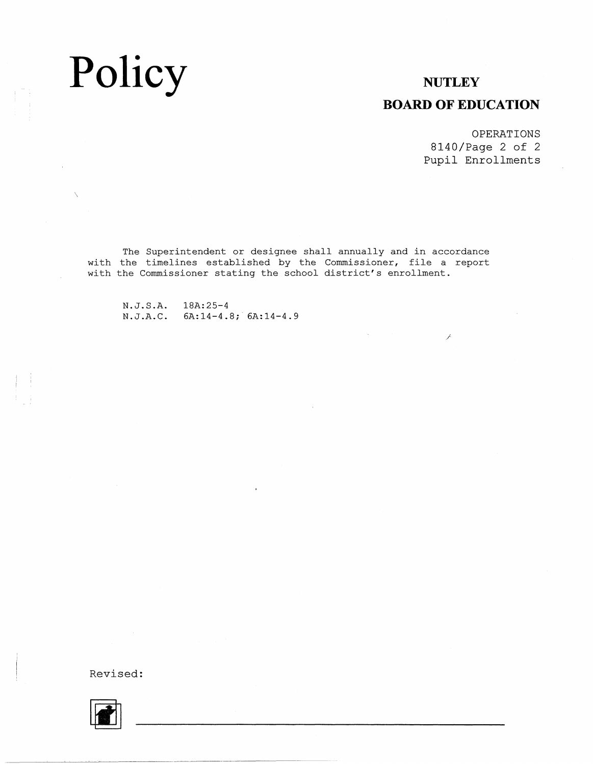The Superintendent or designee shall annually and in accordance with the timelines established by the Commissioner, file a report with the Commissioner stating the school district's enrollment.

N.J.S.A. 18A:25-4
N.J.A.C. 6A:14-4.8; 6A:14-4.9

Revised: